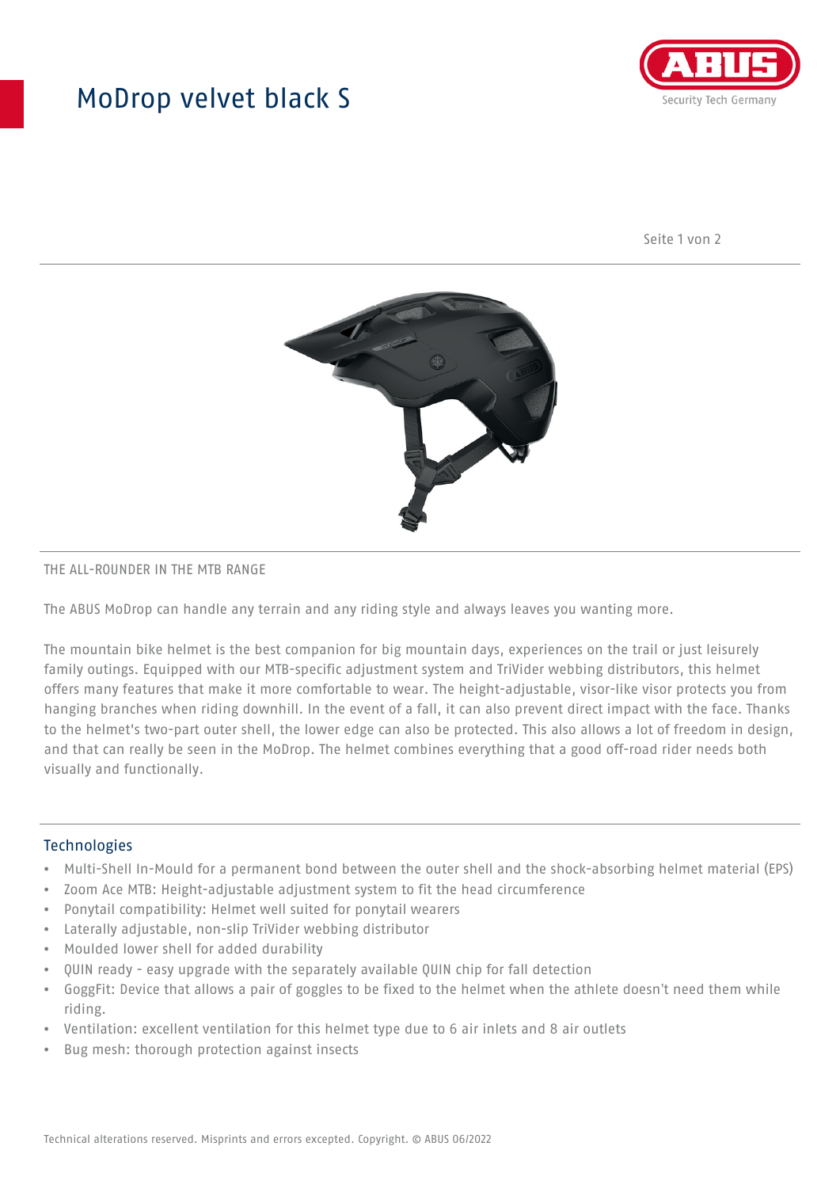# ModDrop velvet black S

THE ALL-ROUNDER IN THE MTB RANGE

The ABUS MoDrop can handle any terrain and any riding style and always leaves you wanting more.

The mountain bike helmet is the best companion for big mountain days, experiences on the trail or just leisurely family outings. Equipped with our MTB-specific adjustment system and TriVider webbing distributors, this helmet offers many features that make it more comfortable to wear. The height-adjustable, visor-like visor protects you from hanging branches when riding downhill. In the event of a fall, it can also prevent direct impact with the face. Thanks to the helmet's two-part outer shell, the lower edge can also be protected. This also allows a lot of freedom in design, and that can really be seen in the MoDrop. The helmet combines everything that a good off-road rider needs both visually and functionally.

## Technologies

- Multi-Shell In-Mould for a permanent bond between the outer shell and the shock-absorbing helmet material (EPS)
- Zoom Ace MTB: Height-adjustable adjustment system to fit the head circumference
- Ponytail compatibility: Helmet well suited for ponytail wearers
- Laterally adjustable, non-slip TriVider webbing distributor
- Moulded lower shell for added durability
- QUIN ready - easy upgrade with the separately available QUIN chip for fall detection
- GoggFit: Device that allows a pair of goggles to be fixed to the helmet when the athlete doesn't need them while riding.
- Ventilation: excellent ventilation for this helmet type due to 6 air inlets and 8 air outlets
- Bug mesh: thorough protection against insects

Technical alterations reserved. Misprints and errors excepted. Copyright. © ABUS 06/2022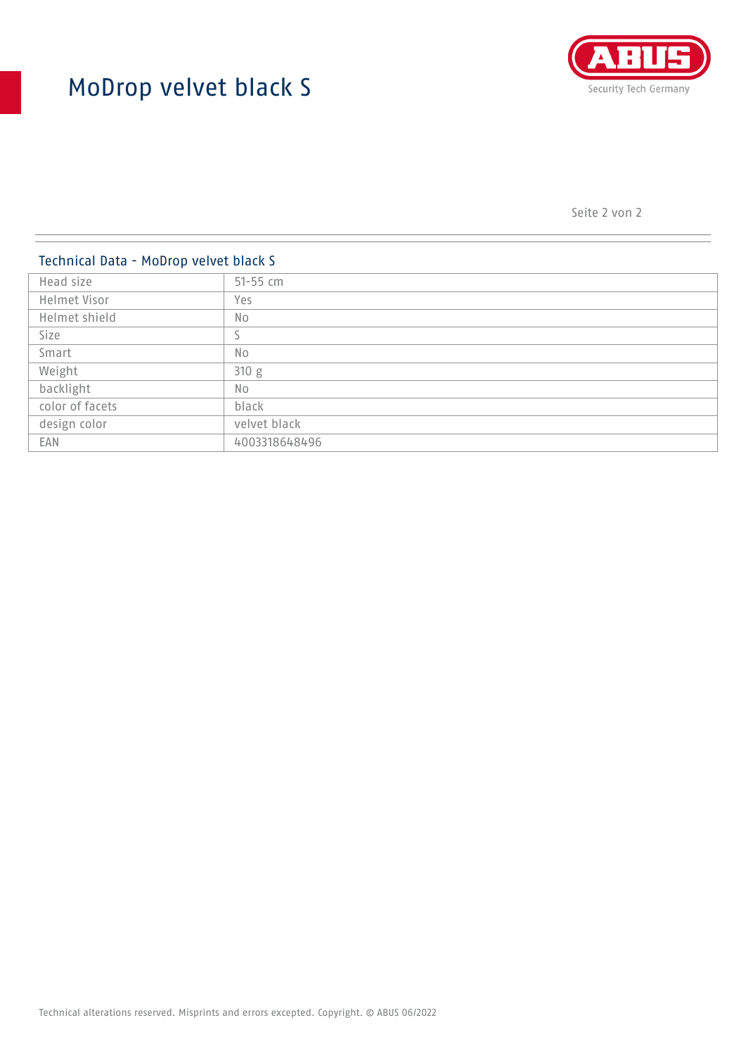# MoDrop velvet black S

## Technical Data - MoDrop velvet black S

| | |
|---|---|
| Head size | 51-55 cm |
| Helmet Visor | Yes |
| Helmet shield | No |
| Size | S |
| Smart | No |
| Weight | 310 g |
| backlight | No |
| color of facets | black |
| design color | velvet black |
| EAN | 4003318648496 |

Technical alterations reserved. Misprints and errors excepted. Copyright. © ABUS 06/2022